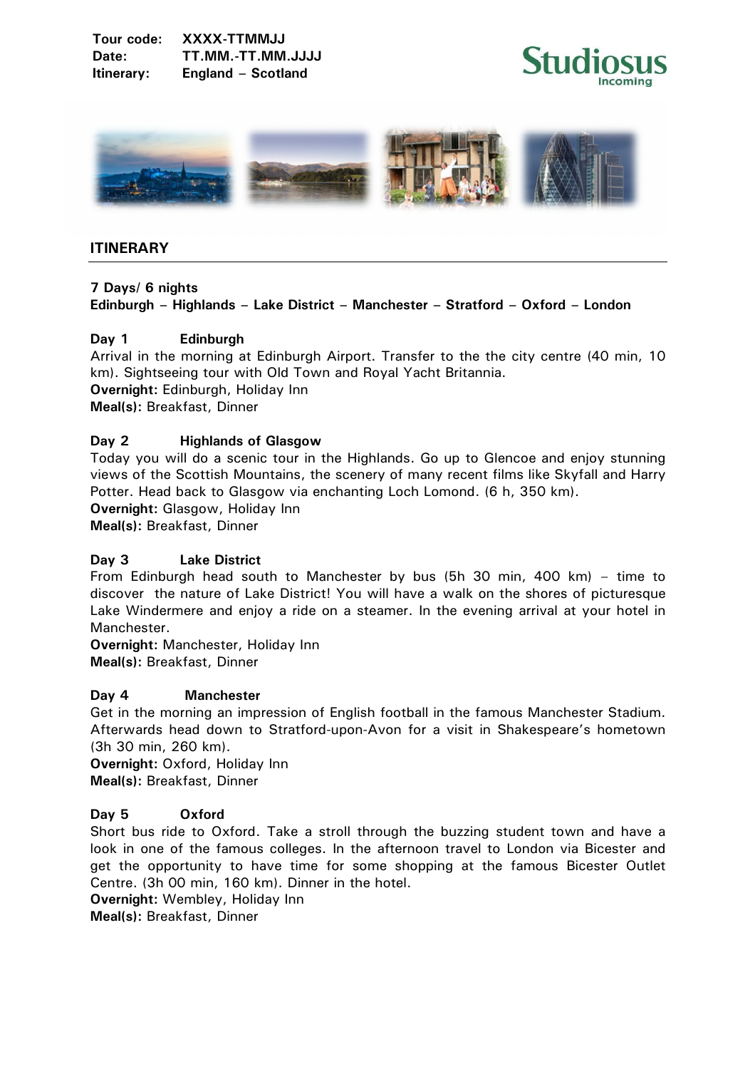**Tour code:** XXXX-TTMMJJ
**Date:** TT.MM.-TT.MM.JJJJ
**Itinerary:** England – Scotland

Studiosus Incoming

## ITINERARY

**7 Days/ 6 nights**
**Edinburgh – Highlands – Lake District – Manchester – Stratford – Oxford – London**

### Day 1 Edinburgh

Arrival in the morning at Edinburgh Airport. Transfer to the the city centre (40 min, 10 km). Sightseeing tour with Old Town and Royal Yacht Britannia.
**Overnight:** Edinburgh, Holiday Inn
**Meal(s):** Breakfast, Dinner

### Day 2 Highlands of Glasgow

Today you will do a scenic tour in the Highlands. Go up to Glencoe and enjoy stunning views of the Scottish Mountains, the scenery of many recent films like Skyfall and Harry Potter. Head back to Glasgow via enchanting Loch Lomond. (6 h, 350 km).
**Overnight:** Glasgow, Holiday Inn
**Meal(s):** Breakfast, Dinner

### Day 3 Lake District

From Edinburgh head south to Manchester by bus (5h 30 min, 400 km) – time to discover the nature of Lake District! You will have a walk on the shores of picturesque Lake Windermere and enjoy a ride on a steamer. In the evening arrival at your hotel in Manchester.
**Overnight:** Manchester, Holiday Inn
**Meal(s):** Breakfast, Dinner

### Day 4 Manchester

Get in the morning an impression of English football in the famous Manchester Stadium. Afterwards head down to Stratford-upon-Avon for a visit in Shakespeare's hometown (3h 30 min, 260 km).
**Overnight:** Oxford, Holiday Inn
**Meal(s):** Breakfast, Dinner

### Day 5 Oxford

Short bus ride to Oxford. Take a stroll through the buzzing student town and have a look in one of the famous colleges. In the afternoon travel to London via Bicester and get the opportunity to have time for some shopping at the famous Bicester Outlet Centre. (3h 00 min, 160 km). Dinner in the hotel.
**Overnight:** Wembley, Holiday Inn
**Meal(s):** Breakfast, Dinner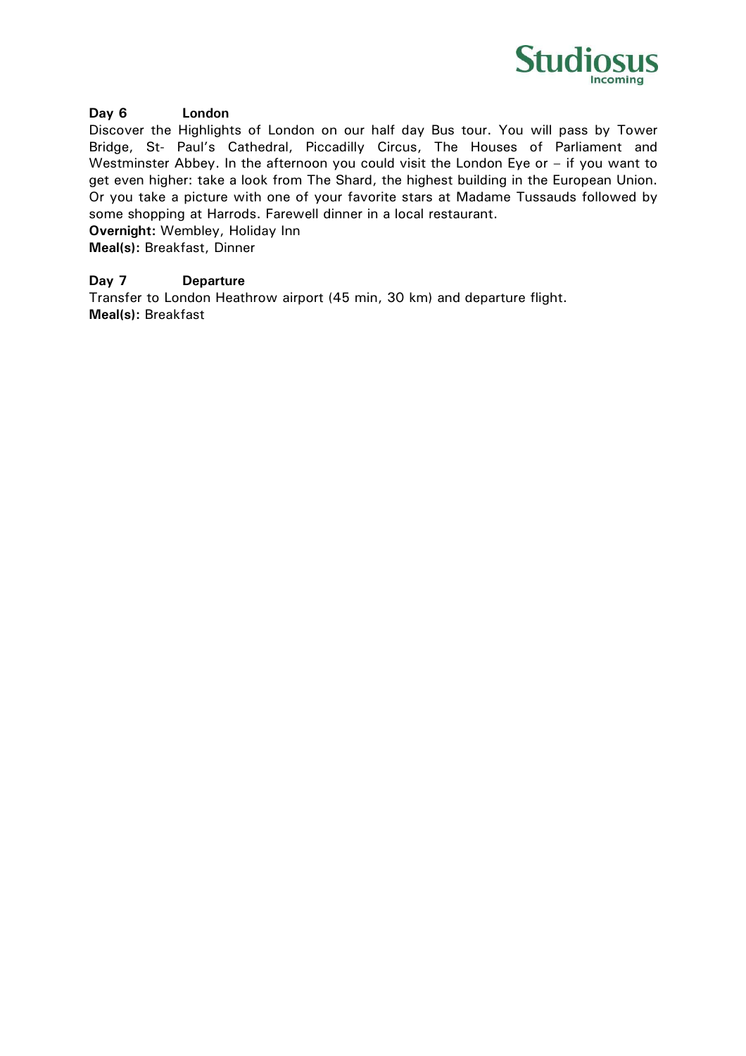**Day 6 London**

Discover the Highlights of London on our half day Bus tour. You will pass by Tower Bridge, St- Paul's Cathedral, Piccadilly Circus, The Houses of Parliament and Westminster Abbey. In the afternoon you could visit the London Eye or – if you want to get even higher: take a look from The Shard, the highest building in the European Union. Or you take a picture with one of your favorite stars at Madame Tussauds followed by some shopping at Harrods. Farewell dinner in a local restaurant.

**Overnight:** Wembley, Holiday Inn

**Meal(s):** Breakfast, Dinner

**Day 7 Departure**

Transfer to London Heathrow airport (45 min, 30 km) and departure flight.

**Meal(s):** Breakfast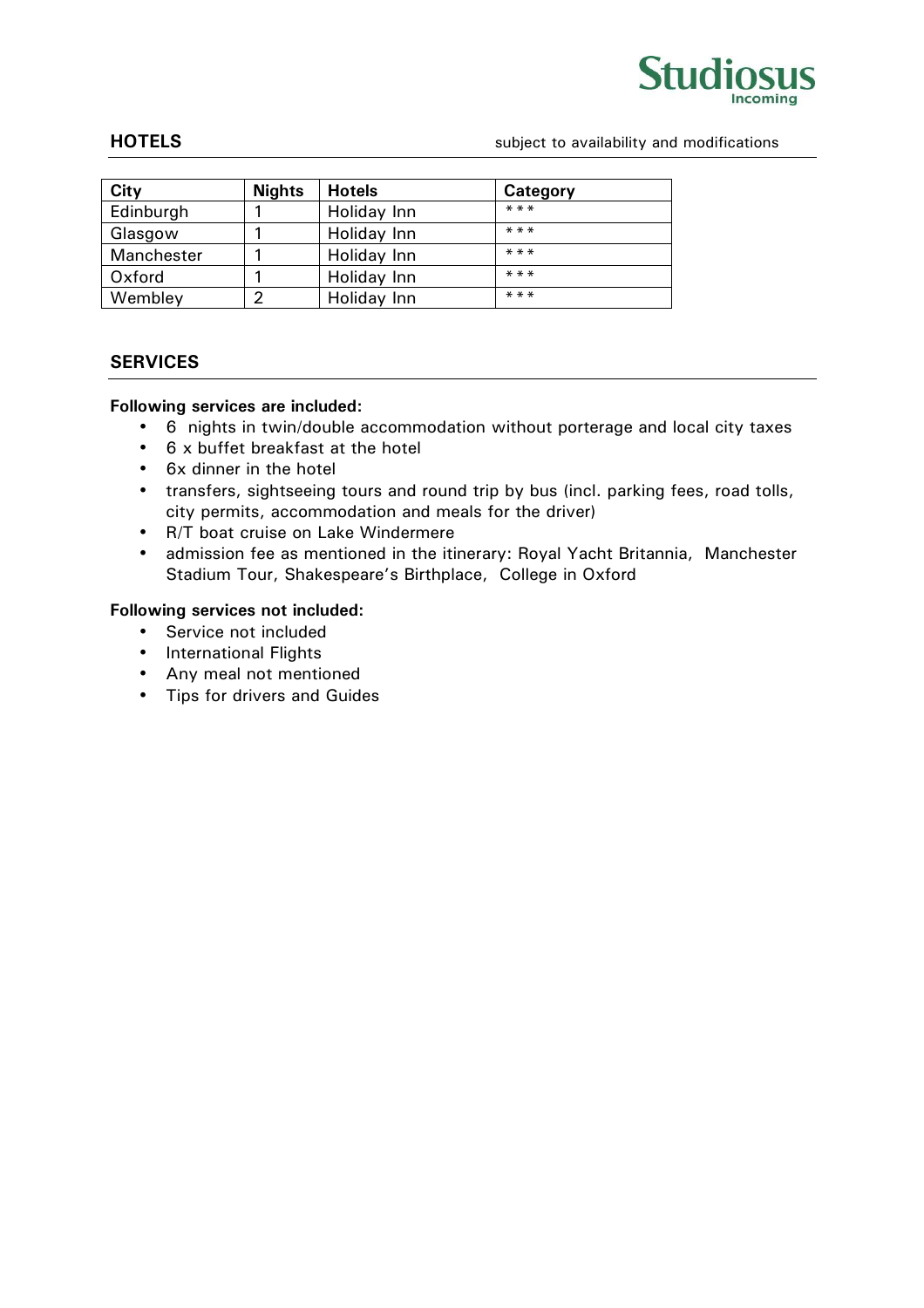## HOTELS

subject to availability and modifications

| City | Nights | Hotels | Category |
|---|---|---|---|
| Edinburgh | 1 | Holiday Inn | *** |
| Glasgow | 1 | Holiday Inn | *** |
| Manchester | 1 | Holiday Inn | *** |
| Oxford | 1 | Holiday Inn | *** |
| Wembley | 2 | Holiday Inn | *** |

## SERVICES

**Following services are included:**

- 6 nights in twin/double accommodation without porterage and local city taxes
- 6 x buffet breakfast at the hotel
- 6x dinner in the hotel
- transfers, sightseeing tours and round trip by bus (incl. parking fees, road tolls, city permits, accommodation and meals for the driver)
- R/T boat cruise on Lake Windermere
- admission fee as mentioned in the itinerary: Royal Yacht Britannia, Manchester Stadium Tour, Shakespeare's Birthplace, College in Oxford

**Following services not included:**

- Service not included
- International Flights
- Any meal not mentioned
- Tips for drivers and Guides